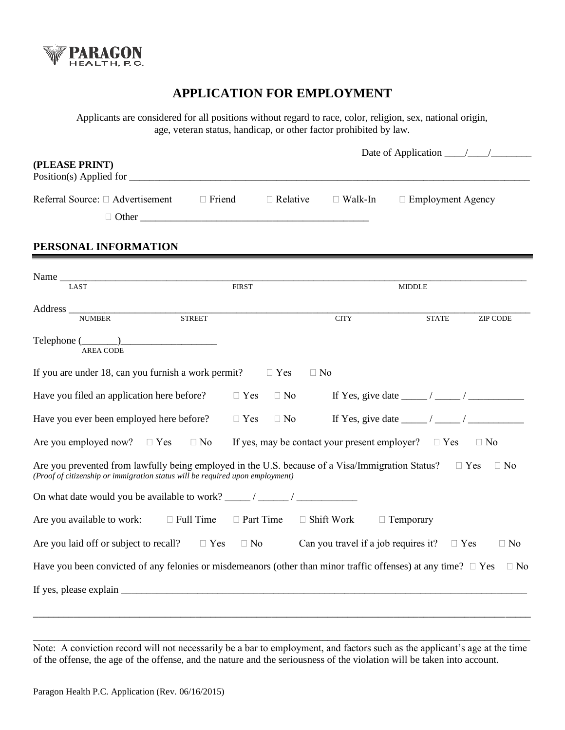PARAGON HEALTH, P.C.

# APPLICATION FOR EMPLOYMENT

Applicants are considered for all positions without regard to race, color, religion, sex, national origin, age, veteran status, handicap, or other factor prohibited by law.

Date of Application ____/____/________

**(PLEASE PRINT)**

Position(s) Applied for ________________________________________________

Referral Source: ☐ Advertisement ☐ Friend ☐ Relative ☐ Walk-In ☐ Employment Agency

☐ Other ____________________________________________

## PERSONAL INFORMATION

Name ________________________________________________
LAST FIRST MIDDLE

Address ________________________________________________
NUMBER STREET CITY STATE ZIP CODE

Telephone (_______)__________________
AREA CODE

If you are under 18, can you furnish a work permit? ☐ Yes ☐ No

Have you filed an application here before? ☐ Yes ☐ No If Yes, give date _____ / _____ / ___________

Have you ever been employed here before? ☐ Yes ☐ No If Yes, give date _____ / _____ / ___________

Are you employed now? ☐ Yes ☐ No If yes, may be contact your present employer? ☐ Yes ☐ No

Are you prevented from lawfully being employed in the U.S. because of a Visa/Immigration Status? ☐ Yes ☐ No
*(Proof of citizenship or immigration status will be required upon employment)*

On what date would you be available to work? _____ / ______ / ____________

Are you available to work: ☐ Full Time ☐ Part Time ☐ Shift Work ☐ Temporary

Are you laid off or subject to recall? ☐ Yes ☐ No Can you travel if a job requires it? ☐ Yes ☐ No

Have you been convicted of any felonies or misdemeanors (other than minor traffic offenses) at any time? ☐ Yes ☐ No

If yes, please explain ________________________________________________

________________________________________________

________________________________________________

Note: A conviction record will not necessarily be a bar to employment, and factors such as the applicant's age at the time of the offense, the age of the offense, and the nature and the seriousness of the violation will be taken into account.

Paragon Health P.C. Application (Rev. 06/16/2015)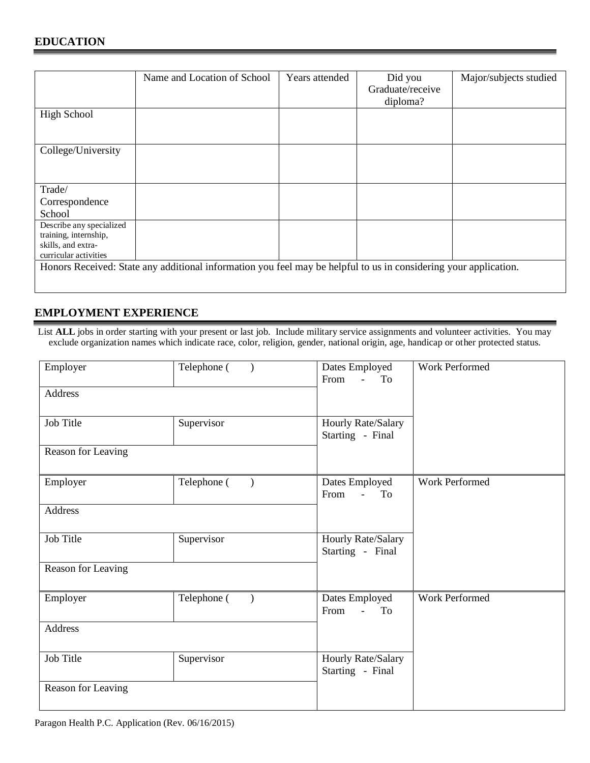## EDUCATION

| | Name and Location of School | Years attended | Did you Graduate/receive diploma? | Major/subjects studied |
|---|---|---|---|---|
| High School | | | | |
| College/University | | | | |
| Trade/ Correspondence School | | | | |
| Describe any specialized training, internship, skills, and extra-curricular activities | | | | |
| Honors Received: State any additional information you feel may be helpful to us in considering your application. | | | | |

## EMPLOYMENT EXPERIENCE

List **ALL** jobs in order starting with your present or last job. Include military service assignments and volunteer activities. You may exclude organization names which indicate race, color, religion, gender, national origin, age, handicap or other protected status.

| | | | |
|---|---|---|---|
| Employer | Telephone ( ) | Dates Employed From - To | Work Performed |
| Address | | | |
| Job Title | Supervisor | Hourly Rate/Salary Starting - Final | |
| Reason for Leaving | | | |

| | | | |
|---|---|---|---|
| Employer | Telephone ( ) | Dates Employed From - To | Work Performed |
| Address | | | |
| Job Title | Supervisor | Hourly Rate/Salary Starting - Final | |
| Reason for Leaving | | | |

| | | | |
|---|---|---|---|
| Employer | Telephone ( ) | Dates Employed From - To | Work Performed |
| Address | | | |
| Job Title | Supervisor | Hourly Rate/Salary Starting - Final | |
| Reason for Leaving | | | |

Paragon Health P.C. Application (Rev. 06/16/2015)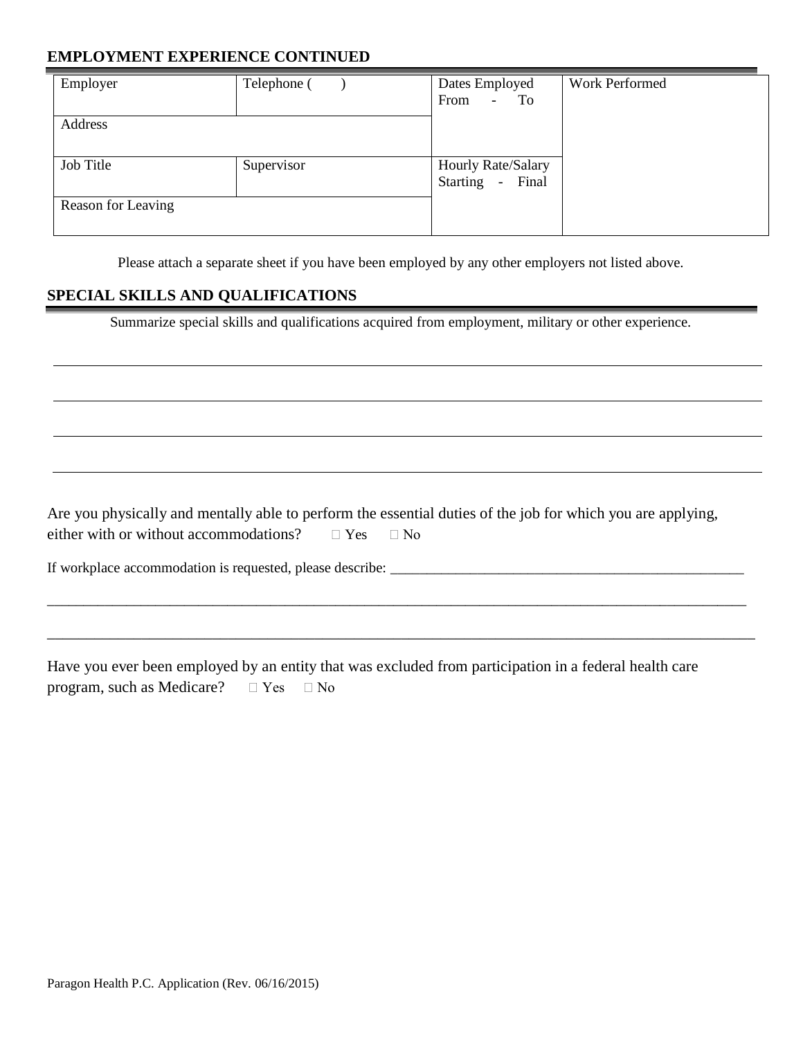## EMPLOYMENT EXPERIENCE CONTINUED

| Employer | Telephone ( ) | Dates Employed From - To | Work Performed |
|---|---|---|---|
| Address | | | |
| Job Title | Supervisor | Hourly Rate/Salary Starting - Final | |
| Reason for Leaving | | | |

Please attach a separate sheet if you have been employed by any other employers not listed above.

## SPECIAL SKILLS AND QUALIFICATIONS

Summarize special skills and qualifications acquired from employment, military or other experience.

\_\_\_\_\_\_\_\_\_\_\_\_\_\_\_\_\_\_\_\_\_\_\_\_\_\_\_\_\_\_\_\_\_\_\_\_\_\_\_\_\_\_\_\_\_\_\_\_\_\_\_\_\_\_\_\_\_\_\_\_\_\_\_\_\_\_\_\_\_\_\_\_\_\_\_\_\_\_

\_\_\_\_\_\_\_\_\_\_\_\_\_\_\_\_\_\_\_\_\_\_\_\_\_\_\_\_\_\_\_\_\_\_\_\_\_\_\_\_\_\_\_\_\_\_\_\_\_\_\_\_\_\_\_\_\_\_\_\_\_\_\_\_\_\_\_\_\_\_\_\_\_\_\_\_\_\_

\_\_\_\_\_\_\_\_\_\_\_\_\_\_\_\_\_\_\_\_\_\_\_\_\_\_\_\_\_\_\_\_\_\_\_\_\_\_\_\_\_\_\_\_\_\_\_\_\_\_\_\_\_\_\_\_\_\_\_\_\_\_\_\_\_\_\_\_\_\_\_\_\_\_\_\_\_\_

\_\_\_\_\_\_\_\_\_\_\_\_\_\_\_\_\_\_\_\_\_\_\_\_\_\_\_\_\_\_\_\_\_\_\_\_\_\_\_\_\_\_\_\_\_\_\_\_\_\_\_\_\_\_\_\_\_\_\_\_\_\_\_\_\_\_\_\_\_\_\_\_\_\_\_\_\_\_

Are you physically and mentally able to perform the essential duties of the job for which you are applying, either with or without accommodations? ☐ Yes ☐ No

If workplace accommodation is requested, please describe: \_\_\_\_\_\_\_\_\_\_\_\_\_\_\_\_\_\_\_\_\_\_\_\_\_\_\_\_\_\_\_\_\_\_\_\_\_\_\_\_\_\_\_\_\_\_\_\_\_\_

\_\_\_\_\_\_\_\_\_\_\_\_\_\_\_\_\_\_\_\_\_\_\_\_\_\_\_\_\_\_\_\_\_\_\_\_\_\_\_\_\_\_\_\_\_\_\_\_\_\_\_\_\_\_\_\_\_\_\_\_\_\_\_\_\_\_\_\_\_\_\_\_\_\_\_\_\_\_

\_\_\_\_\_\_\_\_\_\_\_\_\_\_\_\_\_\_\_\_\_\_\_\_\_\_\_\_\_\_\_\_\_\_\_\_\_\_\_\_\_\_\_\_\_\_\_\_\_\_\_\_\_\_\_\_\_\_\_\_\_\_\_\_\_\_\_\_\_\_\_\_\_\_\_\_\_\_

Have you ever been employed by an entity that was excluded from participation in a federal health care program, such as Medicare? ☐ Yes ☐ No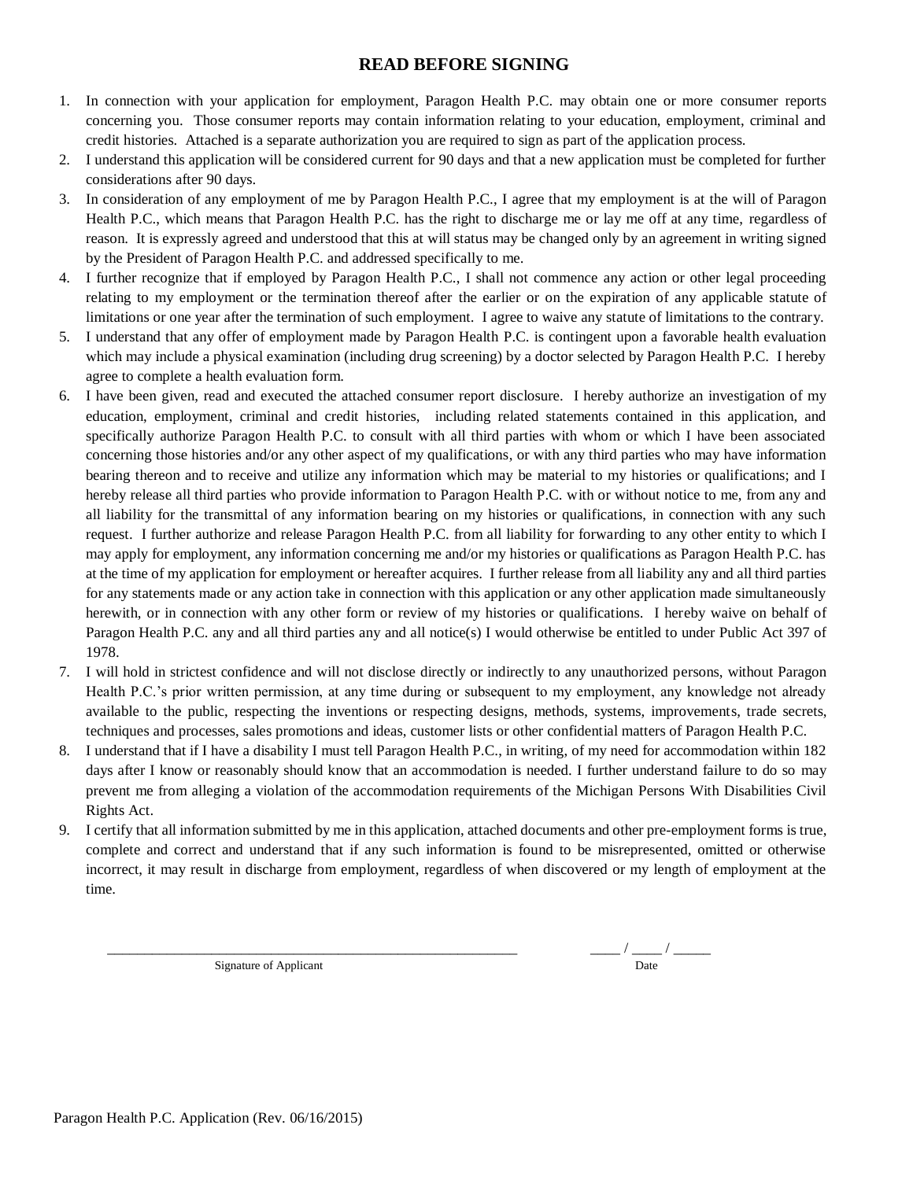## READ BEFORE SIGNING

1. In connection with your application for employment, Paragon Health P.C. may obtain one or more consumer reports concerning you. Those consumer reports may contain information relating to your education, employment, criminal and credit histories. Attached is a separate authorization you are required to sign as part of the application process.
2. I understand this application will be considered current for 90 days and that a new application must be completed for further considerations after 90 days.
3. In consideration of any employment of me by Paragon Health P.C., I agree that my employment is at the will of Paragon Health P.C., which means that Paragon Health P.C. has the right to discharge me or lay me off at any time, regardless of reason. It is expressly agreed and understood that this at will status may be changed only by an agreement in writing signed by the President of Paragon Health P.C. and addressed specifically to me.
4. I further recognize that if employed by Paragon Health P.C., I shall not commence any action or other legal proceeding relating to my employment or the termination thereof after the earlier or on the expiration of any applicable statute of limitations or one year after the termination of such employment. I agree to waive any statute of limitations to the contrary.
5. I understand that any offer of employment made by Paragon Health P.C. is contingent upon a favorable health evaluation which may include a physical examination (including drug screening) by a doctor selected by Paragon Health P.C. I hereby agree to complete a health evaluation form.
6. I have been given, read and executed the attached consumer report disclosure. I hereby authorize an investigation of my education, employment, criminal and credit histories, including related statements contained in this application, and specifically authorize Paragon Health P.C. to consult with all third parties with whom or which I have been associated concerning those histories and/or any other aspect of my qualifications, or with any third parties who may have information bearing thereon and to receive and utilize any information which may be material to my histories or qualifications; and I hereby release all third parties who provide information to Paragon Health P.C. with or without notice to me, from any and all liability for the transmittal of any information bearing on my histories or qualifications, in connection with any such request. I further authorize and release Paragon Health P.C. from all liability for forwarding to any other entity to which I may apply for employment, any information concerning me and/or my histories or qualifications as Paragon Health P.C. has at the time of my application for employment or hereafter acquires. I further release from all liability any and all third parties for any statements made or any action take in connection with this application or any other application made simultaneously herewith, or in connection with any other form or review of my histories or qualifications. I hereby waive on behalf of Paragon Health P.C. any and all third parties any and all notice(s) I would otherwise be entitled to under Public Act 397 of 1978.
7. I will hold in strictest confidence and will not disclose directly or indirectly to any unauthorized persons, without Paragon Health P.C.'s prior written permission, at any time during or subsequent to my employment, any knowledge not already available to the public, respecting the inventions or respecting designs, methods, systems, improvements, trade secrets, techniques and processes, sales promotions and ideas, customer lists or other confidential matters of Paragon Health P.C.
8. I understand that if I have a disability I must tell Paragon Health P.C., in writing, of my need for accommodation within 182 days after I know or reasonably should know that an accommodation is needed. I further understand failure to do so may prevent me from alleging a violation of the accommodation requirements of the Michigan Persons With Disabilities Civil Rights Act.
9. I certify that all information submitted by me in this application, attached documents and other pre-employment forms is true, complete and correct and understand that if any such information is found to be misrepresented, omitted or otherwise incorrect, it may result in discharge from employment, regardless of when discovered or my length of employment at the time.

\_\_\_\_\_\_\_\_\_\_\_\_\_\_\_\_\_\_\_\_\_\_\_\_\_\_\_\_\_\_\_\_\_\_\_\_\_\_\_\_\_\_\_\_\_\_\_\_\_\_\_\_
Signature of Applicant

\_\_\_\_ / \_\_\_\_ / \_\_\_\_\_
Date

Paragon Health P.C. Application (Rev. 06/16/2015)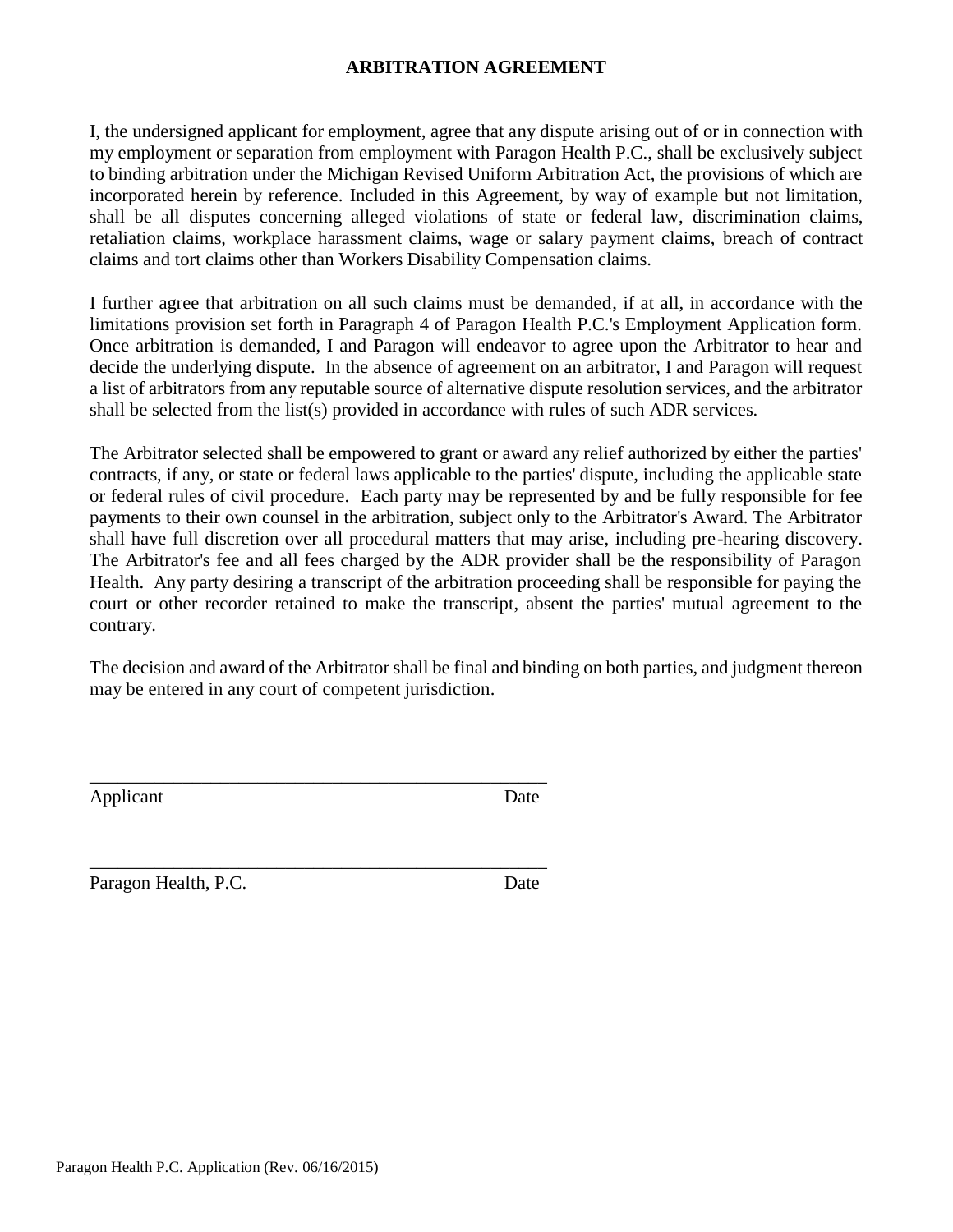## ARBITRATION AGREEMENT

I, the undersigned applicant for employment, agree that any dispute arising out of or in connection with my employment or separation from employment with Paragon Health P.C., shall be exclusively subject to binding arbitration under the Michigan Revised Uniform Arbitration Act, the provisions of which are incorporated herein by reference. Included in this Agreement, by way of example but not limitation, shall be all disputes concerning alleged violations of state or federal law, discrimination claims, retaliation claims, workplace harassment claims, wage or salary payment claims, breach of contract claims and tort claims other than Workers Disability Compensation claims.

I further agree that arbitration on all such claims must be demanded, if at all, in accordance with the limitations provision set forth in Paragraph 4 of Paragon Health P.C.'s Employment Application form. Once arbitration is demanded, I and Paragon will endeavor to agree upon the Arbitrator to hear and decide the underlying dispute. In the absence of agreement on an arbitrator, I and Paragon will request a list of arbitrators from any reputable source of alternative dispute resolution services, and the arbitrator shall be selected from the list(s) provided in accordance with rules of such ADR services.

The Arbitrator selected shall be empowered to grant or award any relief authorized by either the parties' contracts, if any, or state or federal laws applicable to the parties' dispute, including the applicable state or federal rules of civil procedure. Each party may be represented by and be fully responsible for fee payments to their own counsel in the arbitration, subject only to the Arbitrator's Award. The Arbitrator shall have full discretion over all procedural matters that may arise, including pre-hearing discovery. The Arbitrator's fee and all fees charged by the ADR provider shall be the responsibility of Paragon Health. Any party desiring a transcript of the arbitration proceeding shall be responsible for paying the court or other recorder retained to make the transcript, absent the parties' mutual agreement to the contrary.

The decision and award of the Arbitrator shall be final and binding on both parties, and judgment thereon may be entered in any court of competent jurisdiction.

\_\_\_\_\_\_\_\_\_\_\_\_\_\_\_\_\_\_\_\_\_\_\_\_\_\_\_\_\_\_\_\_\_\_\_\_\_\_\_\_\_\_\_\_\_\_\_\_

Applicant Date

\_\_\_\_\_\_\_\_\_\_\_\_\_\_\_\_\_\_\_\_\_\_\_\_\_\_\_\_\_\_\_\_\_\_\_\_\_\_\_\_\_\_\_\_\_\_\_\_

Paragon Health, P.C. Date

Paragon Health P.C. Application (Rev. 06/16/2015)